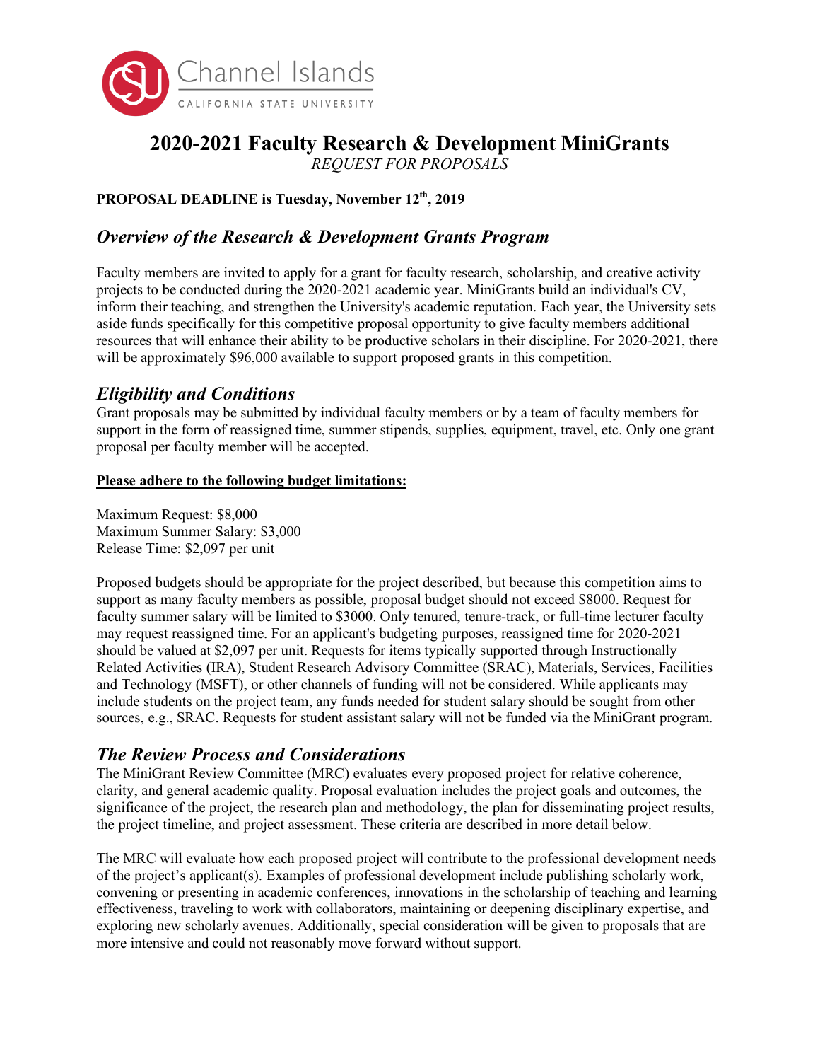# 2020-2021 Faculty Research & Development MiniGrants

*REQUEST FOR PROPOSALS*

**PROPOSAL DEADLINE is Tuesday, November 12th, 2019**

## *Overview of the Research & Development Grants Program*

Faculty members are invited to apply for a grant for faculty research, scholarship, and creative activity projects to be conducted during the 2020-2021 academic year. MiniGrants build an individual's CV, inform their teaching, and strengthen the University's academic reputation. Each year, the University sets aside funds specifically for this competitive proposal opportunity to give faculty members additional resources that will enhance their ability to be productive scholars in their discipline. For 2020-2021, there will be approximately $96,000 available to support proposed grants in this competition.

## *Eligibility and Conditions*

Grant proposals may be submitted by individual faculty members or by a team of faculty members for support in the form of reassigned time, summer stipends, supplies, equipment, travel, etc. Only one grant proposal per faculty member will be accepted.

**Please adhere to the following budget limitations:**

Maximum Request: $8,000
Maximum Summer Salary: $3,000
Release Time: $2,097 per unit

Proposed budgets should be appropriate for the project described, but because this competition aims to support as many faculty members as possible, proposal budget should not exceed $8000. Request for faculty summer salary will be limited to $3000. Only tenured, tenure-track, or full-time lecturer faculty may request reassigned time. For an applicant's budgeting purposes, reassigned time for 2020-2021 should be valued at $2,097 per unit. Requests for items typically supported through Instructionally Related Activities (IRA), Student Research Advisory Committee (SRAC), Materials, Services, Facilities and Technology (MSFT), or other channels of funding will not be considered. While applicants may include students on the project team, any funds needed for student salary should be sought from other sources, e.g., SRAC. Requests for student assistant salary will not be funded via the MiniGrant program.

## *The Review Process and Considerations*

The MiniGrant Review Committee (MRC) evaluates every proposed project for relative coherence, clarity, and general academic quality. Proposal evaluation includes the project goals and outcomes, the significance of the project, the research plan and methodology, the plan for disseminating project results, the project timeline, and project assessment. These criteria are described in more detail below.

The MRC will evaluate how each proposed project will contribute to the professional development needs of the project's applicant(s). Examples of professional development include publishing scholarly work, convening or presenting in academic conferences, innovations in the scholarship of teaching and learning effectiveness, traveling to work with collaborators, maintaining or deepening disciplinary expertise, and exploring new scholarly avenues. Additionally, special consideration will be given to proposals that are more intensive and could not reasonably move forward without support.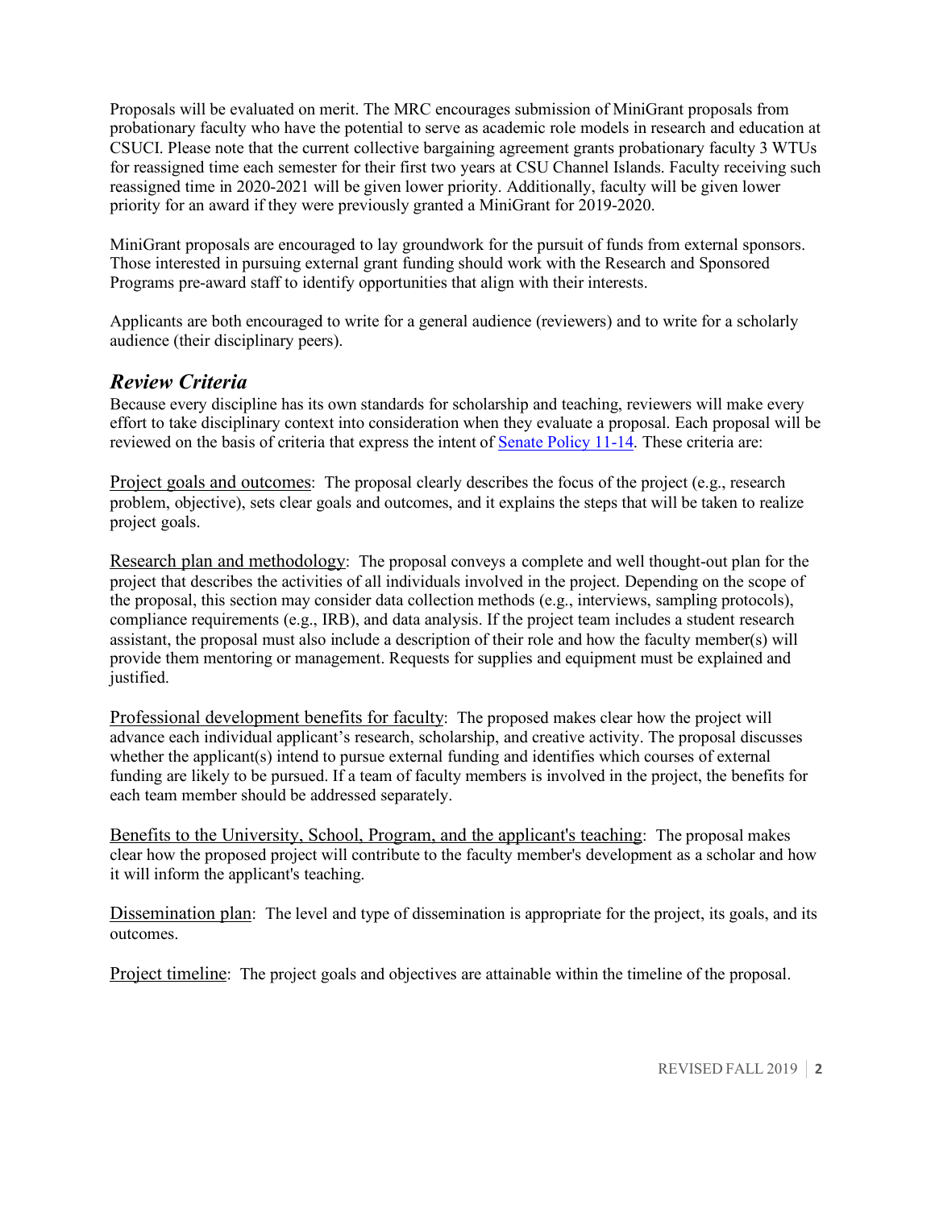Proposals will be evaluated on merit. The MRC encourages submission of MiniGrant proposals from probationary faculty who have the potential to serve as academic role models in research and education at CSUCI. Please note that the current collective bargaining agreement grants probationary faculty 3 WTUs for reassigned time each semester for their first two years at CSU Channel Islands. Faculty receiving such reassigned time in 2020-2021 will be given lower priority. Additionally, faculty will be given lower priority for an award if they were previously granted a MiniGrant for 2019-2020.

MiniGrant proposals are encouraged to lay groundwork for the pursuit of funds from external sponsors. Those interested in pursuing external grant funding should work with the Research and Sponsored Programs pre-award staff to identify opportunities that align with their interests.

Applicants are both encouraged to write for a general audience (reviewers) and to write for a scholarly audience (their disciplinary peers).

## *Review Criteria*

Because every discipline has its own standards for scholarship and teaching, reviewers will make every effort to take disciplinary context into consideration when they evaluate a proposal. Each proposal will be reviewed on the basis of criteria that express the intent of Senate Policy 11-14. These criteria are:

Project goals and outcomes: The proposal clearly describes the focus of the project (e.g., research problem, objective), sets clear goals and outcomes, and it explains the steps that will be taken to realize project goals.

Research plan and methodology: The proposal conveys a complete and well thought-out plan for the project that describes the activities of all individuals involved in the project. Depending on the scope of the proposal, this section may consider data collection methods (e.g., interviews, sampling protocols), compliance requirements (e.g., IRB), and data analysis. If the project team includes a student research assistant, the proposal must also include a description of their role and how the faculty member(s) will provide them mentoring or management. Requests for supplies and equipment must be explained and justified.

Professional development benefits for faculty: The proposed makes clear how the project will advance each individual applicant's research, scholarship, and creative activity. The proposal discusses whether the applicant(s) intend to pursue external funding and identifies which courses of external funding are likely to be pursued. If a team of faculty members is involved in the project, the benefits for each team member should be addressed separately.

Benefits to the University, School, Program, and the applicant's teaching: The proposal makes clear how the proposed project will contribute to the faculty member's development as a scholar and how it will inform the applicant's teaching.

Dissemination plan: The level and type of dissemination is appropriate for the project, its goals, and its outcomes.

Project timeline: The project goals and objectives are attainable within the timeline of the proposal.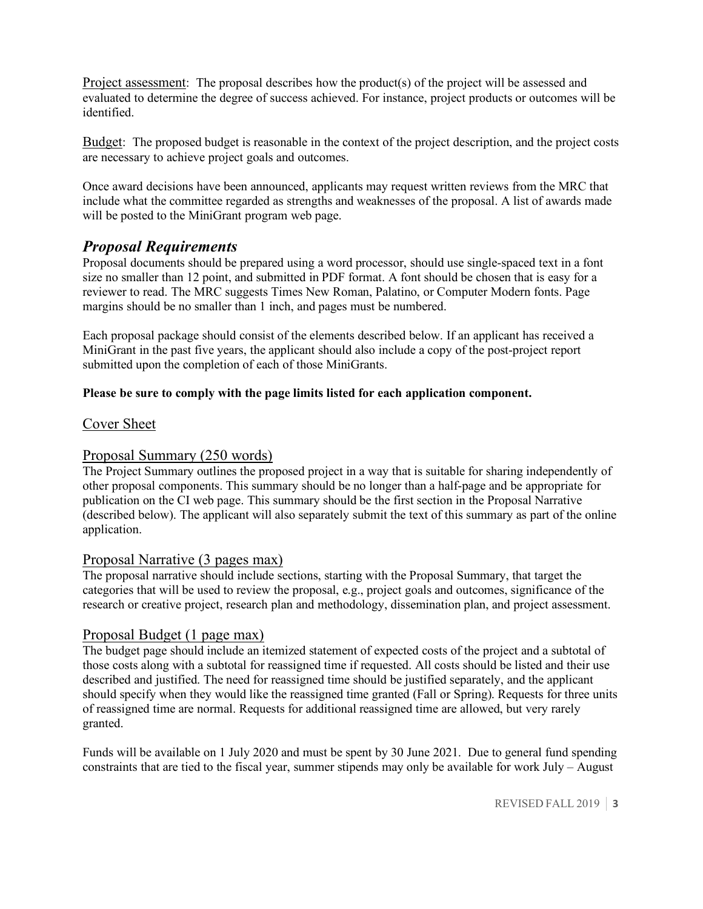Project assessment: The proposal describes how the product(s) of the project will be assessed and evaluated to determine the degree of success achieved. For instance, project products or outcomes will be identified.

Budget: The proposed budget is reasonable in the context of the project description, and the project costs are necessary to achieve project goals and outcomes.

Once award decisions have been announced, applicants may request written reviews from the MRC that include what the committee regarded as strengths and weaknesses of the proposal. A list of awards made will be posted to the MiniGrant program web page.

## *Proposal Requirements*

Proposal documents should be prepared using a word processor, should use single-spaced text in a font size no smaller than 12 point, and submitted in PDF format. A font should be chosen that is easy for a reviewer to read. The MRC suggests Times New Roman, Palatino, or Computer Modern fonts. Page margins should be no smaller than 1 inch, and pages must be numbered.

Each proposal package should consist of the elements described below. If an applicant has received a MiniGrant in the past five years, the applicant should also include a copy of the post-project report submitted upon the completion of each of those MiniGrants.

**Please be sure to comply with the page limits listed for each application component.**

### Cover Sheet

### Proposal Summary (250 words)

The Project Summary outlines the proposed project in a way that is suitable for sharing independently of other proposal components. This summary should be no longer than a half-page and be appropriate for publication on the CI web page. This summary should be the first section in the Proposal Narrative (described below). The applicant will also separately submit the text of this summary as part of the online application.

### Proposal Narrative (3 pages max)

The proposal narrative should include sections, starting with the Proposal Summary, that target the categories that will be used to review the proposal, e.g., project goals and outcomes, significance of the research or creative project, research plan and methodology, dissemination plan, and project assessment.

### Proposal Budget (1 page max)

The budget page should include an itemized statement of expected costs of the project and a subtotal of those costs along with a subtotal for reassigned time if requested. All costs should be listed and their use described and justified. The need for reassigned time should be justified separately, and the applicant should specify when they would like the reassigned time granted (Fall or Spring). Requests for three units of reassigned time are normal. Requests for additional reassigned time are allowed, but very rarely granted.

Funds will be available on 1 July 2020 and must be spent by 30 June 2021. Due to general fund spending constraints that are tied to the fiscal year, summer stipends may only be available for work July – August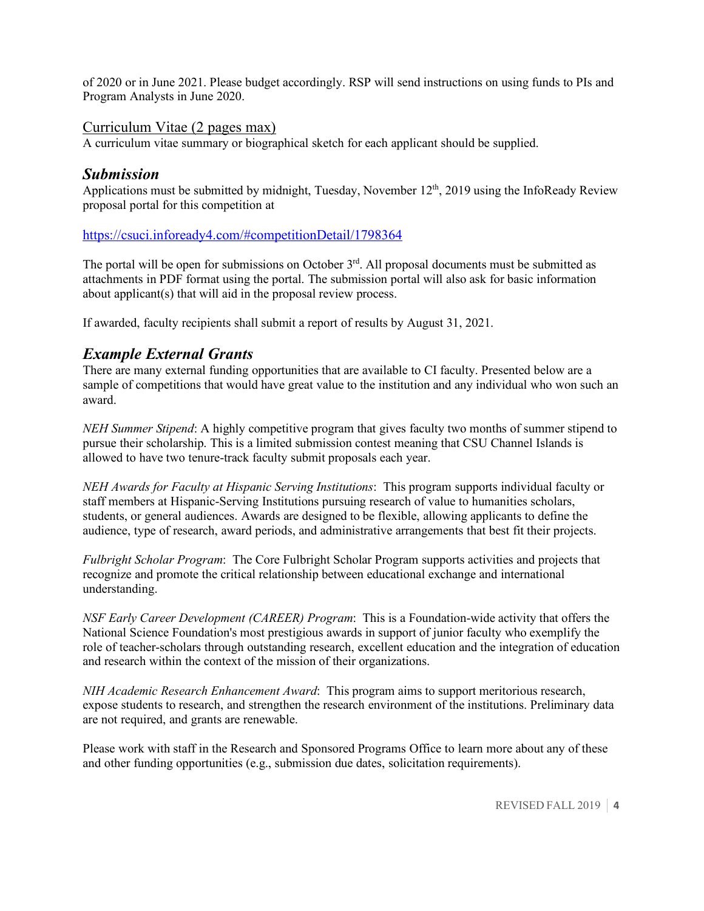of 2020 or in June 2021. Please budget accordingly. RSP will send instructions on using funds to PIs and Program Analysts in June 2020.

### Curriculum Vitae (2 pages max)

A curriculum vitae summary or biographical sketch for each applicant should be supplied.

## *Submission*

Applications must be submitted by midnight, Tuesday, November 12th, 2019 using the InfoReady Review proposal portal for this competition at

https://csuci.infoready4.com/#competitionDetail/1798364

The portal will be open for submissions on October 3rd. All proposal documents must be submitted as attachments in PDF format using the portal. The submission portal will also ask for basic information about applicant(s) that will aid in the proposal review process.

If awarded, faculty recipients shall submit a report of results by August 31, 2021.

## *Example External Grants*

There are many external funding opportunities that are available to CI faculty. Presented below are a sample of competitions that would have great value to the institution and any individual who won such an award.

*NEH Summer Stipend*: A highly competitive program that gives faculty two months of summer stipend to pursue their scholarship. This is a limited submission contest meaning that CSU Channel Islands is allowed to have two tenure-track faculty submit proposals each year.

*NEH Awards for Faculty at Hispanic Serving Institutions*: This program supports individual faculty or staff members at Hispanic-Serving Institutions pursuing research of value to humanities scholars, students, or general audiences. Awards are designed to be flexible, allowing applicants to define the audience, type of research, award periods, and administrative arrangements that best fit their projects.

*Fulbright Scholar Program*: The Core Fulbright Scholar Program supports activities and projects that recognize and promote the critical relationship between educational exchange and international understanding.

*NSF Early Career Development (CAREER) Program*: This is a Foundation-wide activity that offers the National Science Foundation's most prestigious awards in support of junior faculty who exemplify the role of teacher-scholars through outstanding research, excellent education and the integration of education and research within the context of the mission of their organizations.

*NIH Academic Research Enhancement Award*: This program aims to support meritorious research, expose students to research, and strengthen the research environment of the institutions. Preliminary data are not required, and grants are renewable.

Please work with staff in the Research and Sponsored Programs Office to learn more about any of these and other funding opportunities (e.g., submission due dates, solicitation requirements).